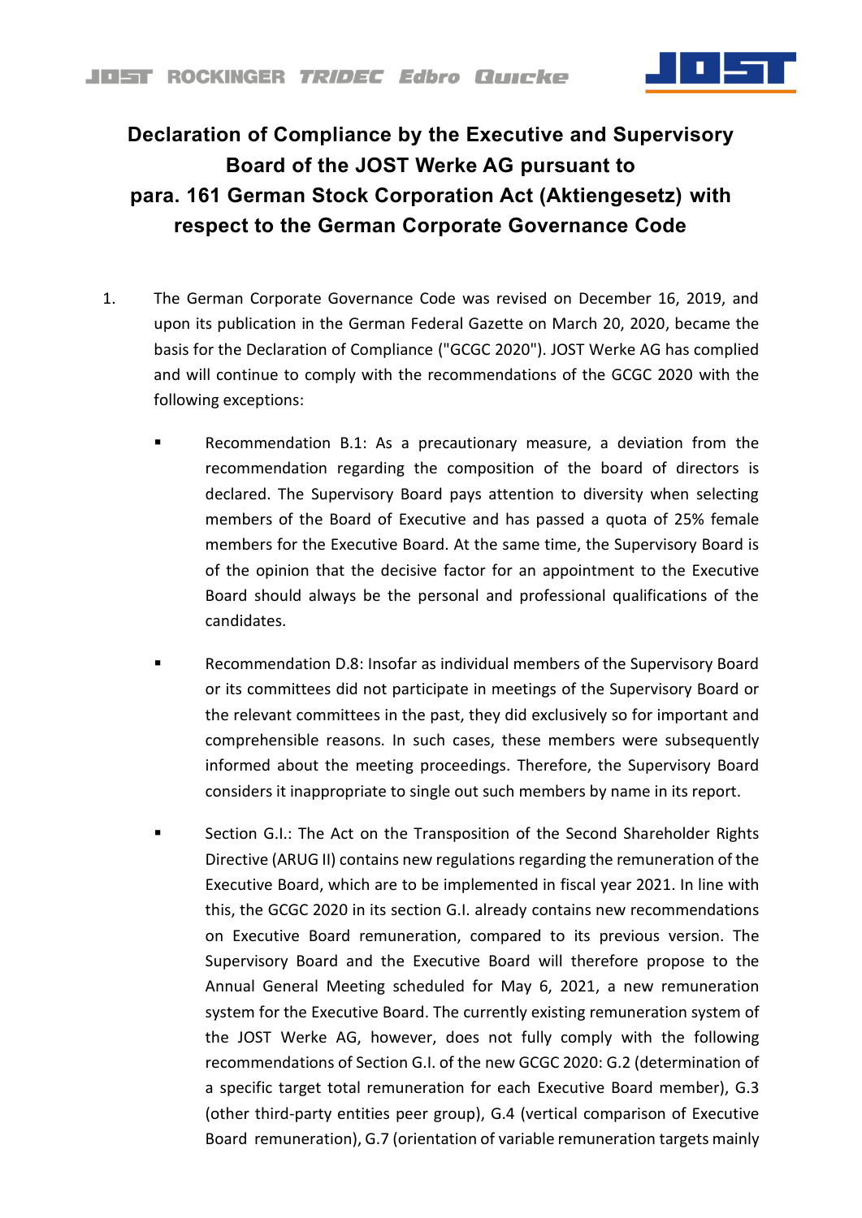# Declaration of Compliance by the Executive and Supervisory Board of the JOST Werke AG pursuant to para. 161 German Stock Corporation Act (Aktiengesetz) with respect to the German Corporate Governance Code

1. The German Corporate Governance Code was revised on December 16, 2019, and upon its publication in the German Federal Gazette on March 20, 2020, became the basis for the Declaration of Compliance ("GCGC 2020"). JOST Werke AG has complied and will continue to comply with the recommendations of the GCGC 2020 with the following exceptions:

   - Recommendation B.1: As a precautionary measure, a deviation from the recommendation regarding the composition of the board of directors is declared. The Supervisory Board pays attention to diversity when selecting members of the Board of Executive and has passed a quota of 25% female members for the Executive Board. At the same time, the Supervisory Board is of the opinion that the decisive factor for an appointment to the Executive Board should always be the personal and professional qualifications of the candidates.

   - Recommendation D.8: Insofar as individual members of the Supervisory Board or its committees did not participate in meetings of the Supervisory Board or the relevant committees in the past, they did exclusively so for important and comprehensible reasons. In such cases, these members were subsequently informed about the meeting proceedings. Therefore, the Supervisory Board considers it inappropriate to single out such members by name in its report.

   - Section G.I.: The Act on the Transposition of the Second Shareholder Rights Directive (ARUG II) contains new regulations regarding the remuneration of the Executive Board, which are to be implemented in fiscal year 2021. In line with this, the GCGC 2020 in its section G.I. already contains new recommendations on Executive Board remuneration, compared to its previous version. The Supervisory Board and the Executive Board will therefore propose to the Annual General Meeting scheduled for May 6, 2021, a new remuneration system for the Executive Board. The currently existing remuneration system of the JOST Werke AG, however, does not fully comply with the following recommendations of Section G.I. of the new GCGC 2020: G.2 (determination of a specific target total remuneration for each Executive Board member), G.3 (other third-party entities peer group), G.4 (vertical comparison of Executive Board remuneration), G.7 (orientation of variable remuneration targets mainly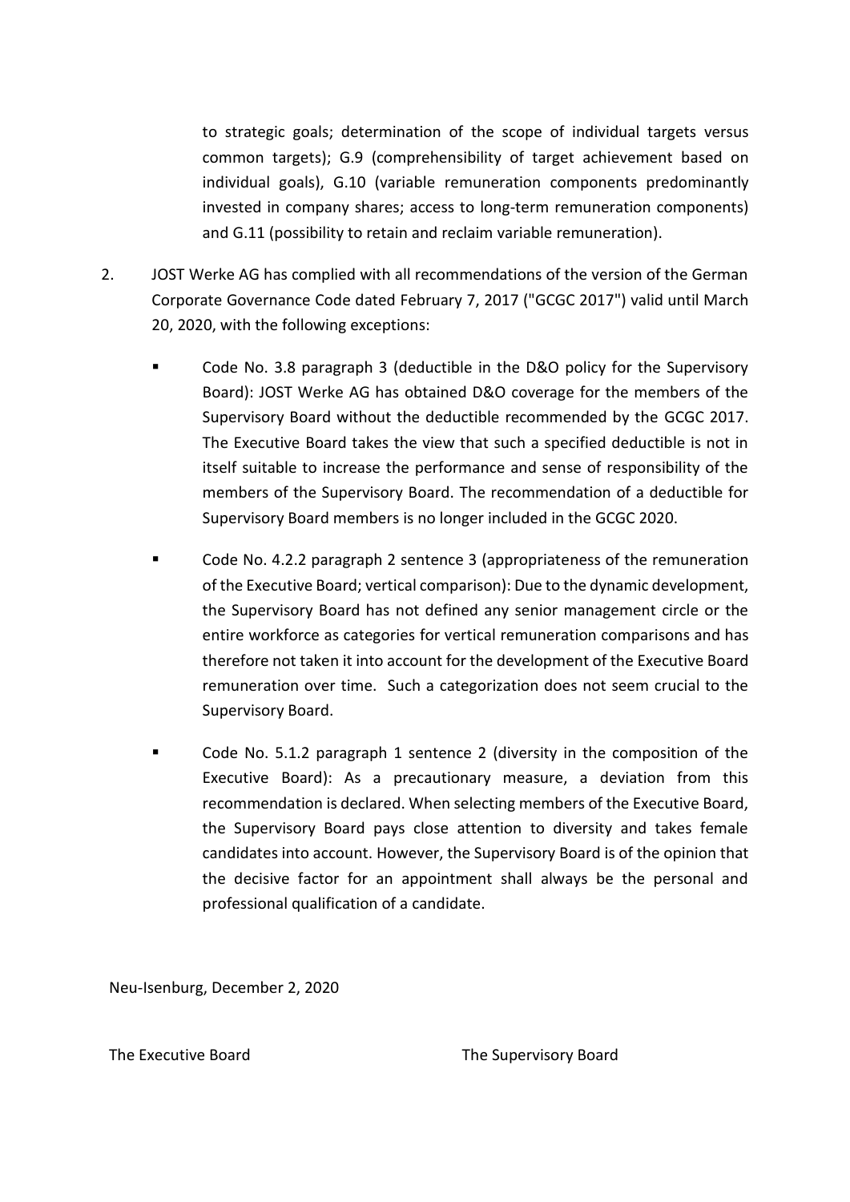to strategic goals; determination of the scope of individual targets versus common targets); G.9 (comprehensibility of target achievement based on individual goals), G.10 (variable remuneration components predominantly invested in company shares; access to long-term remuneration components) and G.11 (possibility to retain and reclaim variable remuneration).

2. JOST Werke AG has complied with all recommendations of the version of the German Corporate Governance Code dated February 7, 2017 ("GCGC 2017") valid until March 20, 2020, with the following exceptions:

   - Code No. 3.8 paragraph 3 (deductible in the D&O policy for the Supervisory Board): JOST Werke AG has obtained D&O coverage for the members of the Supervisory Board without the deductible recommended by the GCGC 2017. The Executive Board takes the view that such a specified deductible is not in itself suitable to increase the performance and sense of responsibility of the members of the Supervisory Board. The recommendation of a deductible for Supervisory Board members is no longer included in the GCGC 2020.

   - Code No. 4.2.2 paragraph 2 sentence 3 (appropriateness of the remuneration of the Executive Board; vertical comparison): Due to the dynamic development, the Supervisory Board has not defined any senior management circle or the entire workforce as categories for vertical remuneration comparisons and has therefore not taken it into account for the development of the Executive Board remuneration over time. Such a categorization does not seem crucial to the Supervisory Board.

   - Code No. 5.1.2 paragraph 1 sentence 2 (diversity in the composition of the Executive Board): As a precautionary measure, a deviation from this recommendation is declared. When selecting members of the Executive Board, the Supervisory Board pays close attention to diversity and takes female candidates into account. However, the Supervisory Board is of the opinion that the decisive factor for an appointment shall always be the personal and professional qualification of a candidate.

Neu-Isenburg, December 2, 2020

The Executive Board

The Supervisory Board